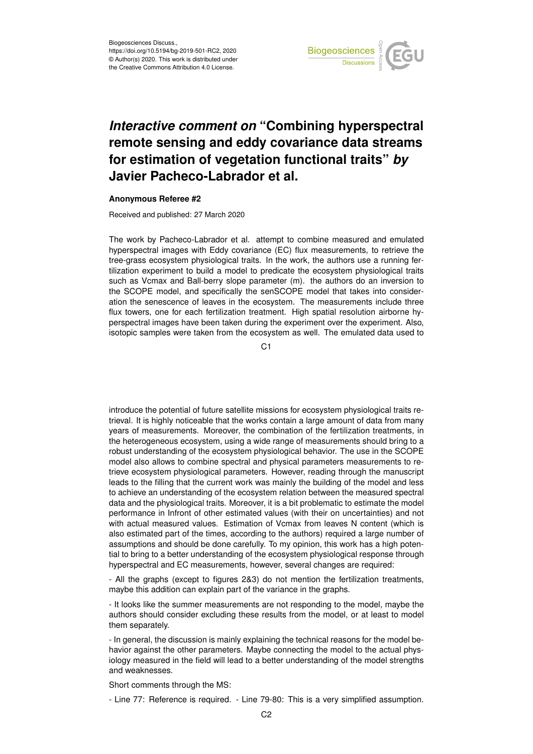Biogeosciences Discuss.,
https://doi.org/10.5194/bg-2019-501-RC2, 2020
© Author(s) 2020. This work is distributed under
the Creative Commons Attribution 4.0 License.

# *Interactive comment on* "Combining hyperspectral remote sensing and eddy covariance data streams for estimation of vegetation functional traits" *by* Javier Pacheco-Labrador et al.

### Anonymous Referee #2

Received and published: 27 March 2020

The work by Pacheco-Labrador et al. attempt to combine measured and emulated hyperspectral images with Eddy covariance (EC) flux measurements, to retrieve the tree-grass ecosystem physiological traits. In the work, the authors use a running fertilization experiment to build a model to predicate the ecosystem physiological traits such as Vcmax and Ball-berry slope parameter (m). the authors do an inversion to the SCOPE model, and specifically the senSCOPE model that takes into consideration the senescence of leaves in the ecosystem. The measurements include three flux towers, one for each fertilization treatment. High spatial resolution airborne hyperspectral images have been taken during the experiment over the experiment. Also, isotopic samples were taken from the ecosystem as well. The emulated data used to introduce the potential of future satellite missions for ecosystem physiological traits retrieval. It is highly noticeable that the works contain a large amount of data from many years of measurements. Moreover, the combination of the fertilization treatments, in the heterogeneous ecosystem, using a wide range of measurements should bring to a robust understanding of the ecosystem physiological behavior. The use in the SCOPE model also allows to combine spectral and physical parameters measurements to retrieve ecosystem physiological parameters. However, reading through the manuscript leads to the filling that the current work was mainly the building of the model and less to achieve an understanding of the ecosystem relation between the measured spectral data and the physiological traits. Moreover, it is a bit problematic to estimate the model performance in Infront of other estimated values (with their on uncertainties) and not with actual measured values. Estimation of Vcmax from leaves N content (which is also estimated part of the times, according to the authors) required a large number of assumptions and should be done carefully. To my opinion, this work has a high potential to bring to a better understanding of the ecosystem physiological response through hyperspectral and EC measurements, however, several changes are required:

- All the graphs (except to figures 2&3) do not mention the fertilization treatments, maybe this addition can explain part of the variance in the graphs.

- It looks like the summer measurements are not responding to the model, maybe the authors should consider excluding these results from the model, or at least to model them separately.

- In general, the discussion is mainly explaining the technical reasons for the model behavior against the other parameters. Maybe connecting the model to the actual physiology measured in the field will lead to a better understanding of the model strengths and weaknesses.

Short comments through the MS:

- Line 77: Reference is required. - Line 79-80: This is a very simplified assumption.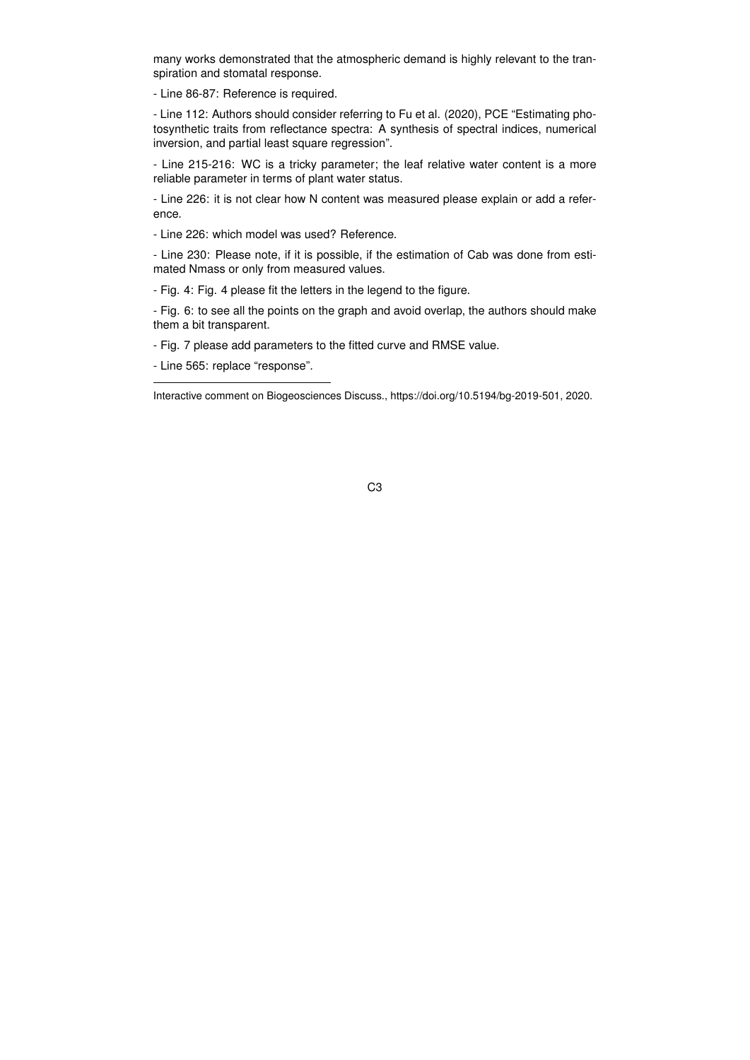many works demonstrated that the atmospheric demand is highly relevant to the transpiration and stomatal response.

- Line 86-87: Reference is required.

- Line 112: Authors should consider referring to Fu et al. (2020), PCE "Estimating photosynthetic traits from reflectance spectra: A synthesis of spectral indices, numerical inversion, and partial least square regression".

- Line 215-216: WC is a tricky parameter; the leaf relative water content is a more reliable parameter in terms of plant water status.

- Line 226: it is not clear how N content was measured please explain or add a reference.

- Line 226: which model was used? Reference.

- Line 230: Please note, if it is possible, if the estimation of Cab was done from estimated Nmass or only from measured values.

- Fig. 4: Fig. 4 please fit the letters in the legend to the figure.

- Fig. 6: to see all the points on the graph and avoid overlap, the authors should make them a bit transparent.

- Fig. 7 please add parameters to the fitted curve and RMSE value.

- Line 565: replace "response".

---

Interactive comment on Biogeosciences Discuss., https://doi.org/10.5194/bg-2019-501, 2020.